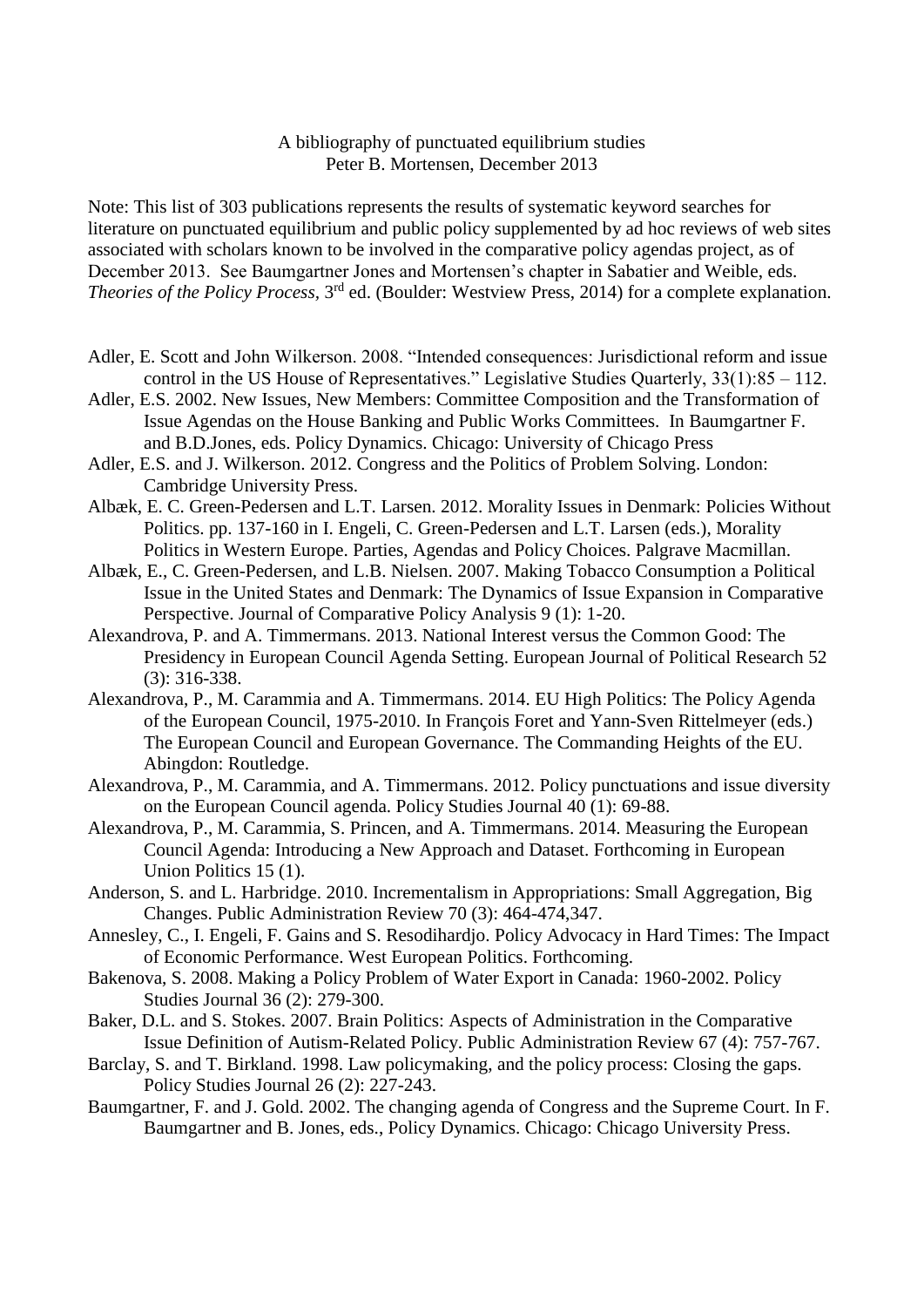# A bibliography of punctuated equilibrium studies

Peter B. Mortensen, December 2013

Note: This list of 303 publications represents the results of systematic keyword searches for literature on punctuated equilibrium and public policy supplemented by ad hoc reviews of web sites associated with scholars known to be involved in the comparative policy agendas project, as of December 2013. See Baumgartner Jones and Mortensen's chapter in Sabatier and Weible, eds. *Theories of the Policy Process*, 3rd ed. (Boulder: Westview Press, 2014) for a complete explanation.

Adler, E. Scott and John Wilkerson. 2008. "Intended consequences: Jurisdictional reform and issue control in the US House of Representatives." Legislative Studies Quarterly, 33(1):85 – 112.

Adler, E.S. 2002. New Issues, New Members: Committee Composition and the Transformation of Issue Agendas on the House Banking and Public Works Committees. In Baumgartner F. and B.D.Jones, eds. Policy Dynamics. Chicago: University of Chicago Press

Adler, E.S. and J. Wilkerson. 2012. Congress and the Politics of Problem Solving. London: Cambridge University Press.

Albæk, E. C. Green-Pedersen and L.T. Larsen. 2012. Morality Issues in Denmark: Policies Without Politics. pp. 137-160 in I. Engeli, C. Green-Pedersen and L.T. Larsen (eds.), Morality Politics in Western Europe. Parties, Agendas and Policy Choices. Palgrave Macmillan.

Albæk, E., C. Green-Pedersen, and L.B. Nielsen. 2007. Making Tobacco Consumption a Political Issue in the United States and Denmark: The Dynamics of Issue Expansion in Comparative Perspective. Journal of Comparative Policy Analysis 9 (1): 1-20.

Alexandrova, P. and A. Timmermans. 2013. National Interest versus the Common Good: The Presidency in European Council Agenda Setting. European Journal of Political Research 52 (3): 316-338.

Alexandrova, P., M. Carammia and A. Timmermans. 2014. EU High Politics: The Policy Agenda of the European Council, 1975-2010. In François Foret and Yann-Sven Rittelmeyer (eds.) The European Council and European Governance. The Commanding Heights of the EU. Abingdon: Routledge.

Alexandrova, P., M. Carammia, and A. Timmermans. 2012. Policy punctuations and issue diversity on the European Council agenda. Policy Studies Journal 40 (1): 69-88.

Alexandrova, P., M. Carammia, S. Princen, and A. Timmermans. 2014. Measuring the European Council Agenda: Introducing a New Approach and Dataset. Forthcoming in European Union Politics 15 (1).

Anderson, S. and L. Harbridge. 2010. Incrementalism in Appropriations: Small Aggregation, Big Changes. Public Administration Review 70 (3): 464-474,347.

Annesley, C., I. Engeli, F. Gains and S. Resodihardjo. Policy Advocacy in Hard Times: The Impact of Economic Performance. West European Politics. Forthcoming.

Bakenova, S. 2008. Making a Policy Problem of Water Export in Canada: 1960-2002. Policy Studies Journal 36 (2): 279-300.

Baker, D.L. and S. Stokes. 2007. Brain Politics: Aspects of Administration in the Comparative Issue Definition of Autism-Related Policy. Public Administration Review 67 (4): 757-767.

Barclay, S. and T. Birkland. 1998. Law policymaking, and the policy process: Closing the gaps. Policy Studies Journal 26 (2): 227-243.

Baumgartner, F. and J. Gold. 2002. The changing agenda of Congress and the Supreme Court. In F. Baumgartner and B. Jones, eds., Policy Dynamics. Chicago: Chicago University Press.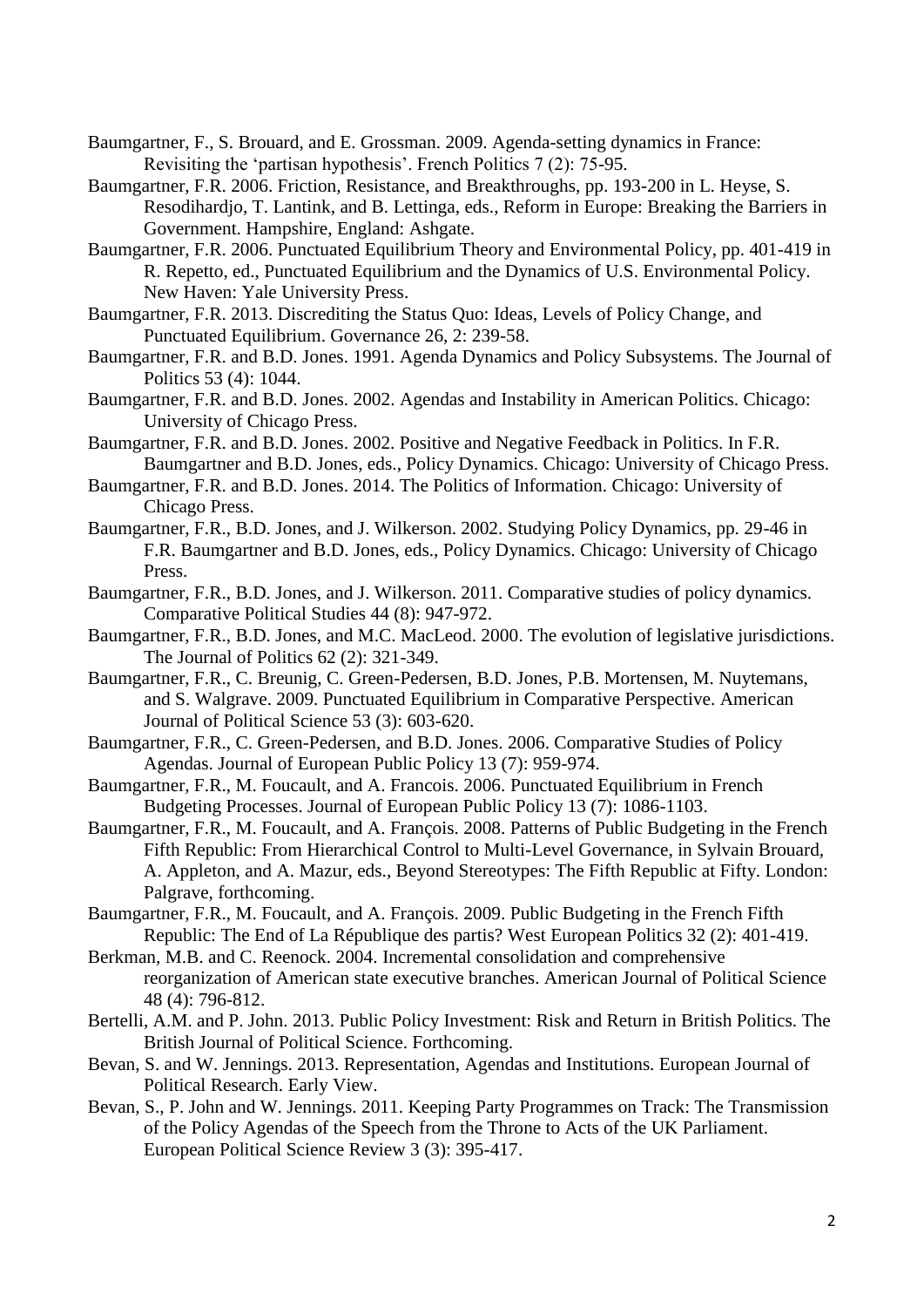Baumgartner, F., S. Brouard, and E. Grossman. 2009. Agenda-setting dynamics in France: Revisiting the 'partisan hypothesis'. French Politics 7 (2): 75-95.

Baumgartner, F.R. 2006. Friction, Resistance, and Breakthroughs, pp. 193-200 in L. Heyse, S. Resodihardjo, T. Lantink, and B. Lettinga, eds., Reform in Europe: Breaking the Barriers in Government. Hampshire, England: Ashgate.

Baumgartner, F.R. 2006. Punctuated Equilibrium Theory and Environmental Policy, pp. 401-419 in R. Repetto, ed., Punctuated Equilibrium and the Dynamics of U.S. Environmental Policy. New Haven: Yale University Press.

Baumgartner, F.R. 2013. Discrediting the Status Quo: Ideas, Levels of Policy Change, and Punctuated Equilibrium. Governance 26, 2: 239-58.

Baumgartner, F.R. and B.D. Jones. 1991. Agenda Dynamics and Policy Subsystems. The Journal of Politics 53 (4): 1044.

Baumgartner, F.R. and B.D. Jones. 2002. Agendas and Instability in American Politics. Chicago: University of Chicago Press.

Baumgartner, F.R. and B.D. Jones. 2002. Positive and Negative Feedback in Politics. In F.R. Baumgartner and B.D. Jones, eds., Policy Dynamics. Chicago: University of Chicago Press.

Baumgartner, F.R. and B.D. Jones. 2014. The Politics of Information. Chicago: University of Chicago Press.

Baumgartner, F.R., B.D. Jones, and J. Wilkerson. 2002. Studying Policy Dynamics, pp. 29-46 in F.R. Baumgartner and B.D. Jones, eds., Policy Dynamics. Chicago: University of Chicago Press.

Baumgartner, F.R., B.D. Jones, and J. Wilkerson. 2011. Comparative studies of policy dynamics. Comparative Political Studies 44 (8): 947-972.

Baumgartner, F.R., B.D. Jones, and M.C. MacLeod. 2000. The evolution of legislative jurisdictions. The Journal of Politics 62 (2): 321-349.

Baumgartner, F.R., C. Breunig, C. Green-Pedersen, B.D. Jones, P.B. Mortensen, M. Nuytemans, and S. Walgrave. 2009. Punctuated Equilibrium in Comparative Perspective. American Journal of Political Science 53 (3): 603-620.

Baumgartner, F.R., C. Green-Pedersen, and B.D. Jones. 2006. Comparative Studies of Policy Agendas. Journal of European Public Policy 13 (7): 959-974.

Baumgartner, F.R., M. Foucault, and A. Francois. 2006. Punctuated Equilibrium in French Budgeting Processes. Journal of European Public Policy 13 (7): 1086-1103.

Baumgartner, F.R., M. Foucault, and A. François. 2008. Patterns of Public Budgeting in the French Fifth Republic: From Hierarchical Control to Multi-Level Governance, in Sylvain Brouard, A. Appleton, and A. Mazur, eds., Beyond Stereotypes: The Fifth Republic at Fifty. London: Palgrave, forthcoming.

Baumgartner, F.R., M. Foucault, and A. François. 2009. Public Budgeting in the French Fifth Republic: The End of La République des partis? West European Politics 32 (2): 401-419.

Berkman, M.B. and C. Reenock. 2004. Incremental consolidation and comprehensive reorganization of American state executive branches. American Journal of Political Science 48 (4): 796-812.

Bertelli, A.M. and P. John. 2013. Public Policy Investment: Risk and Return in British Politics. The British Journal of Political Science. Forthcoming.

Bevan, S. and W. Jennings. 2013. Representation, Agendas and Institutions. European Journal of Political Research. Early View.

Bevan, S., P. John and W. Jennings. 2011. Keeping Party Programmes on Track: The Transmission of the Policy Agendas of the Speech from the Throne to Acts of the UK Parliament. European Political Science Review 3 (3): 395-417.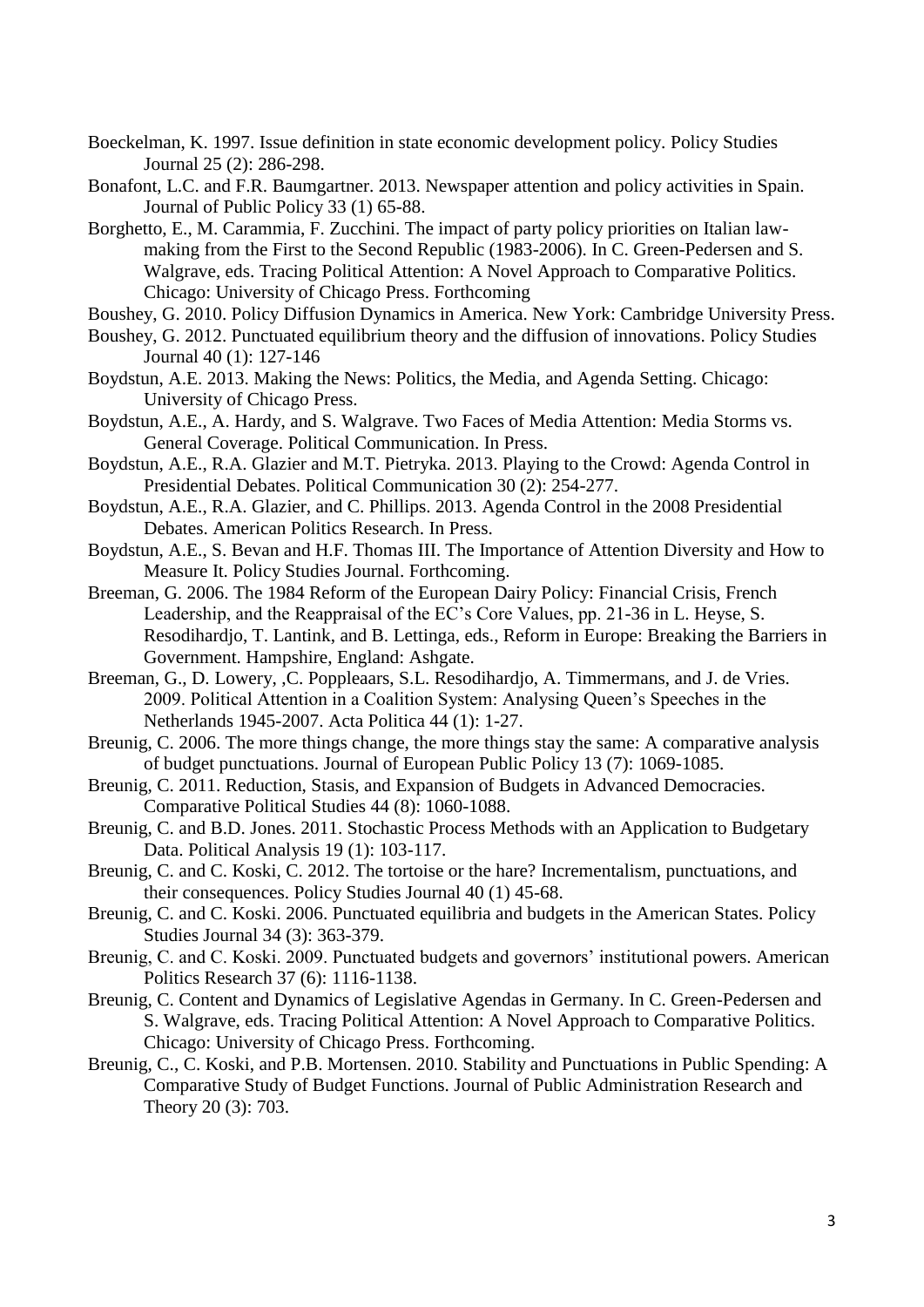Boeckelman, K. 1997. Issue definition in state economic development policy. Policy Studies Journal 25 (2): 286-298.

Bonafont, L.C. and F.R. Baumgartner. 2013. Newspaper attention and policy activities in Spain. Journal of Public Policy 33 (1) 65-88.

Borghetto, E., M. Carammia, F. Zucchini. The impact of party policy priorities on Italian law-making from the First to the Second Republic (1983-2006). In C. Green-Pedersen and S. Walgrave, eds. Tracing Political Attention: A Novel Approach to Comparative Politics. Chicago: University of Chicago Press. Forthcoming

Boushey, G. 2010. Policy Diffusion Dynamics in America. New York: Cambridge University Press.

Boushey, G. 2012. Punctuated equilibrium theory and the diffusion of innovations. Policy Studies Journal 40 (1): 127-146

Boydstun, A.E. 2013. Making the News: Politics, the Media, and Agenda Setting. Chicago: University of Chicago Press.

Boydstun, A.E., A. Hardy, and S. Walgrave. Two Faces of Media Attention: Media Storms vs. General Coverage. Political Communication. In Press.

Boydstun, A.E., R.A. Glazier and M.T. Pietryka. 2013. Playing to the Crowd: Agenda Control in Presidential Debates. Political Communication 30 (2): 254-277.

Boydstun, A.E., R.A. Glazier, and C. Phillips. 2013. Agenda Control in the 2008 Presidential Debates. American Politics Research. In Press.

Boydstun, A.E., S. Bevan and H.F. Thomas III. The Importance of Attention Diversity and How to Measure It. Policy Studies Journal. Forthcoming.

Breeman, G. 2006. The 1984 Reform of the European Dairy Policy: Financial Crisis, French Leadership, and the Reappraisal of the EC's Core Values, pp. 21-36 in L. Heyse, S. Resodihardjo, T. Lantink, and B. Lettinga, eds., Reform in Europe: Breaking the Barriers in Government. Hampshire, England: Ashgate.

Breeman, G., D. Lowery, ,C. Poppleaars, S.L. Resodihardjo, A. Timmermans, and J. de Vries. 2009. Political Attention in a Coalition System: Analysing Queen's Speeches in the Netherlands 1945-2007. Acta Politica 44 (1): 1-27.

Breunig, C. 2006. The more things change, the more things stay the same: A comparative analysis of budget punctuations. Journal of European Public Policy 13 (7): 1069-1085.

Breunig, C. 2011. Reduction, Stasis, and Expansion of Budgets in Advanced Democracies. Comparative Political Studies 44 (8): 1060-1088.

Breunig, C. and B.D. Jones. 2011. Stochastic Process Methods with an Application to Budgetary Data. Political Analysis 19 (1): 103-117.

Breunig, C. and C. Koski, C. 2012. The tortoise or the hare? Incrementalism, punctuations, and their consequences. Policy Studies Journal 40 (1) 45-68.

Breunig, C. and C. Koski. 2006. Punctuated equilibria and budgets in the American States. Policy Studies Journal 34 (3): 363-379.

Breunig, C. and C. Koski. 2009. Punctuated budgets and governors' institutional powers. American Politics Research 37 (6): 1116-1138.

Breunig, C. Content and Dynamics of Legislative Agendas in Germany. In C. Green-Pedersen and S. Walgrave, eds. Tracing Political Attention: A Novel Approach to Comparative Politics. Chicago: University of Chicago Press. Forthcoming.

Breunig, C., C. Koski, and P.B. Mortensen. 2010. Stability and Punctuations in Public Spending: A Comparative Study of Budget Functions. Journal of Public Administration Research and Theory 20 (3): 703.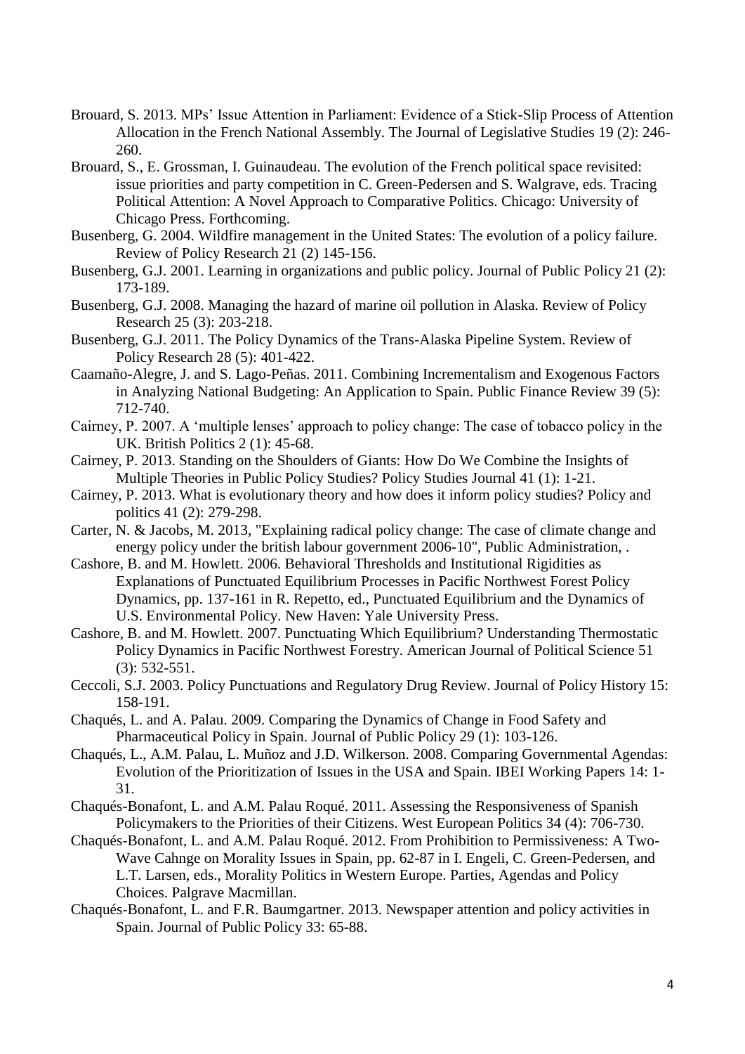Brouard, S. 2013. MPs' Issue Attention in Parliament: Evidence of a Stick-Slip Process of Attention Allocation in the French National Assembly. The Journal of Legislative Studies 19 (2): 246-260.

Brouard, S., E. Grossman, I. Guinaudeau. The evolution of the French political space revisited: issue priorities and party competition in C. Green-Pedersen and S. Walgrave, eds. Tracing Political Attention: A Novel Approach to Comparative Politics. Chicago: University of Chicago Press. Forthcoming.

Busenberg, G. 2004. Wildfire management in the United States: The evolution of a policy failure. Review of Policy Research 21 (2) 145-156.

Busenberg, G.J. 2001. Learning in organizations and public policy. Journal of Public Policy 21 (2): 173-189.

Busenberg, G.J. 2008. Managing the hazard of marine oil pollution in Alaska. Review of Policy Research 25 (3): 203-218.

Busenberg, G.J. 2011. The Policy Dynamics of the Trans-Alaska Pipeline System. Review of Policy Research 28 (5): 401-422.

Caamaño-Alegre, J. and S. Lago-Peñas. 2011. Combining Incrementalism and Exogenous Factors in Analyzing National Budgeting: An Application to Spain. Public Finance Review 39 (5): 712-740.

Cairney, P. 2007. A 'multiple lenses' approach to policy change: The case of tobacco policy in the UK. British Politics 2 (1): 45-68.

Cairney, P. 2013. Standing on the Shoulders of Giants: How Do We Combine the Insights of Multiple Theories in Public Policy Studies? Policy Studies Journal 41 (1): 1-21.

Cairney, P. 2013. What is evolutionary theory and how does it inform policy studies? Policy and politics 41 (2): 279-298.

Carter, N. & Jacobs, M. 2013, "Explaining radical policy change: The case of climate change and energy policy under the british labour government 2006-10", Public Administration, .

Cashore, B. and M. Howlett. 2006. Behavioral Thresholds and Institutional Rigidities as Explanations of Punctuated Equilibrium Processes in Pacific Northwest Forest Policy Dynamics, pp. 137-161 in R. Repetto, ed., Punctuated Equilibrium and the Dynamics of U.S. Environmental Policy. New Haven: Yale University Press.

Cashore, B. and M. Howlett. 2007. Punctuating Which Equilibrium? Understanding Thermostatic Policy Dynamics in Pacific Northwest Forestry. American Journal of Political Science 51 (3): 532-551.

Ceccoli, S.J. 2003. Policy Punctuations and Regulatory Drug Review. Journal of Policy History 15: 158-191.

Chaqués, L. and A. Palau. 2009. Comparing the Dynamics of Change in Food Safety and Pharmaceutical Policy in Spain. Journal of Public Policy 29 (1): 103-126.

Chaqués, L., A.M. Palau, L. Muñoz and J.D. Wilkerson. 2008. Comparing Governmental Agendas: Evolution of the Prioritization of Issues in the USA and Spain. IBEI Working Papers 14: 1-31.

Chaqués-Bonafont, L. and A.M. Palau Roqué. 2011. Assessing the Responsiveness of Spanish Policymakers to the Priorities of their Citizens. West European Politics 34 (4): 706-730.

Chaqués-Bonafont, L. and A.M. Palau Roqué. 2012. From Prohibition to Permissiveness: A Two-Wave Cahnge on Morality Issues in Spain, pp. 62-87 in I. Engeli, C. Green-Pedersen, and L.T. Larsen, eds., Morality Politics in Western Europe. Parties, Agendas and Policy Choices. Palgrave Macmillan.

Chaqués-Bonafont, L. and F.R. Baumgartner. 2013. Newspaper attention and policy activities in Spain. Journal of Public Policy 33: 65-88.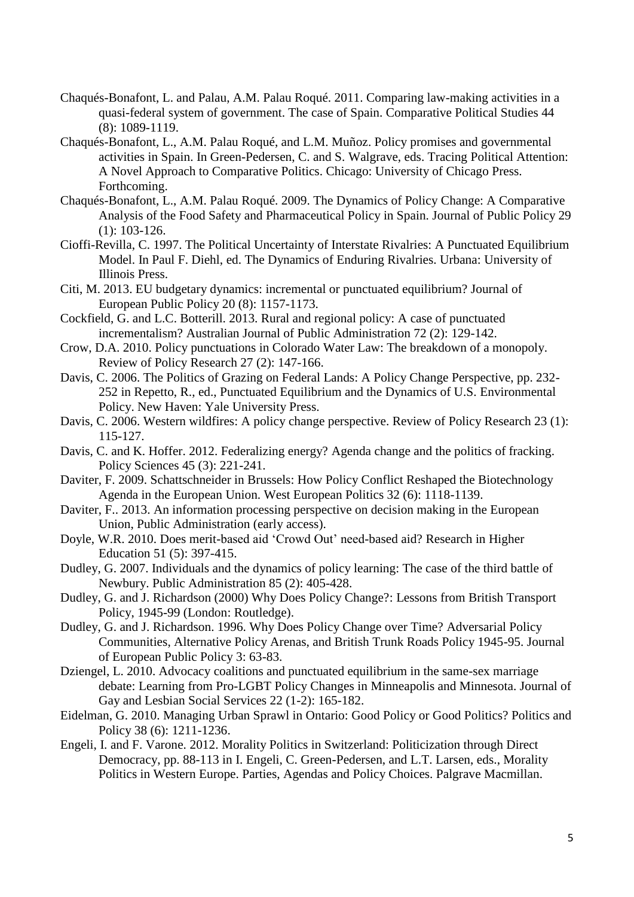Chaqués-Bonafont, L. and Palau, A.M. Palau Roqué. 2011. Comparing law-making activities in a quasi-federal system of government. The case of Spain. Comparative Political Studies 44 (8): 1089-1119.

Chaqués-Bonafont, L., A.M. Palau Roqué, and L.M. Muñoz. Policy promises and governmental activities in Spain. In Green-Pedersen, C. and S. Walgrave, eds. Tracing Political Attention: A Novel Approach to Comparative Politics. Chicago: University of Chicago Press. Forthcoming.

Chaqués-Bonafont, L., A.M. Palau Roqué. 2009. The Dynamics of Policy Change: A Comparative Analysis of the Food Safety and Pharmaceutical Policy in Spain. Journal of Public Policy 29 (1): 103-126.

Cioffi-Revilla, C. 1997. The Political Uncertainty of Interstate Rivalries: A Punctuated Equilibrium Model. In Paul F. Diehl, ed. The Dynamics of Enduring Rivalries. Urbana: University of Illinois Press.

Citi, M. 2013. EU budgetary dynamics: incremental or punctuated equilibrium? Journal of European Public Policy 20 (8): 1157-1173.

Cockfield, G. and L.C. Botterill. 2013. Rural and regional policy: A case of punctuated incrementalism? Australian Journal of Public Administration 72 (2): 129-142.

Crow, D.A. 2010. Policy punctuations in Colorado Water Law: The breakdown of a monopoly. Review of Policy Research 27 (2): 147-166.

Davis, C. 2006. The Politics of Grazing on Federal Lands: A Policy Change Perspective, pp. 232-252 in Repetto, R., ed., Punctuated Equilibrium and the Dynamics of U.S. Environmental Policy. New Haven: Yale University Press.

Davis, C. 2006. Western wildfires: A policy change perspective. Review of Policy Research 23 (1): 115-127.

Davis, C. and K. Hoffer. 2012. Federalizing energy? Agenda change and the politics of fracking. Policy Sciences 45 (3): 221-241.

Daviter, F. 2009. Schattschneider in Brussels: How Policy Conflict Reshaped the Biotechnology Agenda in the European Union. West European Politics 32 (6): 1118-1139.

Daviter, F.. 2013. An information processing perspective on decision making in the European Union, Public Administration (early access).

Doyle, W.R. 2010. Does merit-based aid 'Crowd Out' need-based aid? Research in Higher Education 51 (5): 397-415.

Dudley, G. 2007. Individuals and the dynamics of policy learning: The case of the third battle of Newbury. Public Administration 85 (2): 405-428.

Dudley, G. and J. Richardson (2000) Why Does Policy Change?: Lessons from British Transport Policy, 1945-99 (London: Routledge).

Dudley, G. and J. Richardson. 1996. Why Does Policy Change over Time? Adversarial Policy Communities, Alternative Policy Arenas, and British Trunk Roads Policy 1945-95. Journal of European Public Policy 3: 63-83.

Dziengel, L. 2010. Advocacy coalitions and punctuated equilibrium in the same-sex marriage debate: Learning from Pro-LGBT Policy Changes in Minneapolis and Minnesota. Journal of Gay and Lesbian Social Services 22 (1-2): 165-182.

Eidelman, G. 2010. Managing Urban Sprawl in Ontario: Good Policy or Good Politics? Politics and Policy 38 (6): 1211-1236.

Engeli, I. and F. Varone. 2012. Morality Politics in Switzerland: Politicization through Direct Democracy, pp. 88-113 in I. Engeli, C. Green-Pedersen, and L.T. Larsen, eds., Morality Politics in Western Europe. Parties, Agendas and Policy Choices. Palgrave Macmillan.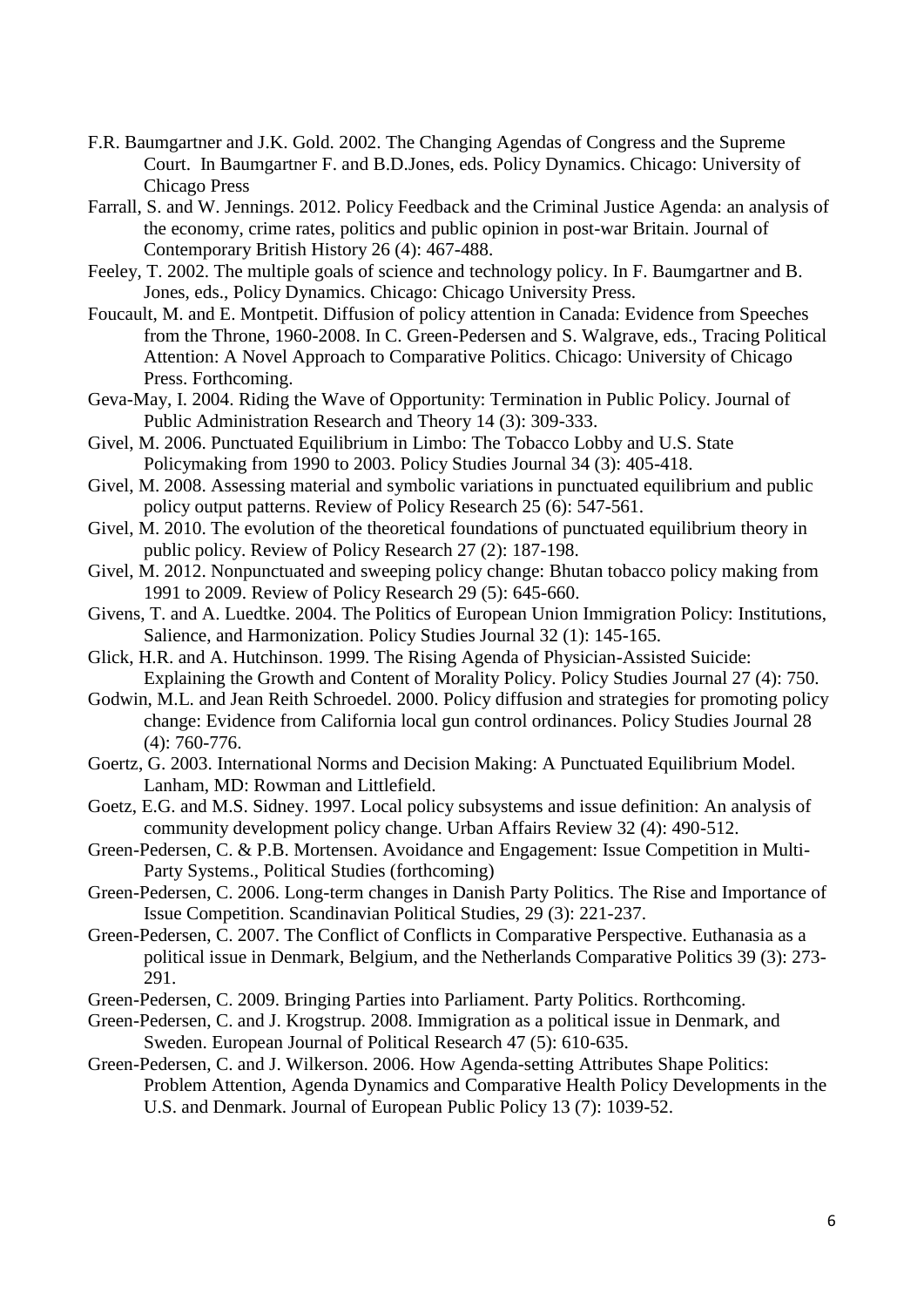F.R. Baumgartner and J.K. Gold. 2002. The Changing Agendas of Congress and the Supreme Court. In Baumgartner F. and B.D.Jones, eds. Policy Dynamics. Chicago: University of Chicago Press

Farrall, S. and W. Jennings. 2012. Policy Feedback and the Criminal Justice Agenda: an analysis of the economy, crime rates, politics and public opinion in post-war Britain. Journal of Contemporary British History 26 (4): 467-488.

Feeley, T. 2002. The multiple goals of science and technology policy. In F. Baumgartner and B. Jones, eds., Policy Dynamics. Chicago: Chicago University Press.

Foucault, M. and E. Montpetit. Diffusion of policy attention in Canada: Evidence from Speeches from the Throne, 1960-2008. In C. Green-Pedersen and S. Walgrave, eds., Tracing Political Attention: A Novel Approach to Comparative Politics. Chicago: University of Chicago Press. Forthcoming.

Geva-May, I. 2004. Riding the Wave of Opportunity: Termination in Public Policy. Journal of Public Administration Research and Theory 14 (3): 309-333.

Givel, M. 2006. Punctuated Equilibrium in Limbo: The Tobacco Lobby and U.S. State Policymaking from 1990 to 2003. Policy Studies Journal 34 (3): 405-418.

Givel, M. 2008. Assessing material and symbolic variations in punctuated equilibrium and public policy output patterns. Review of Policy Research 25 (6): 547-561.

Givel, M. 2010. The evolution of the theoretical foundations of punctuated equilibrium theory in public policy. Review of Policy Research 27 (2): 187-198.

Givel, M. 2012. Nonpunctuated and sweeping policy change: Bhutan tobacco policy making from 1991 to 2009. Review of Policy Research 29 (5): 645-660.

Givens, T. and A. Luedtke. 2004. The Politics of European Union Immigration Policy: Institutions, Salience, and Harmonization. Policy Studies Journal 32 (1): 145-165.

Glick, H.R. and A. Hutchinson. 1999. The Rising Agenda of Physician-Assisted Suicide: Explaining the Growth and Content of Morality Policy. Policy Studies Journal 27 (4): 750.

Godwin, M.L. and Jean Reith Schroedel. 2000. Policy diffusion and strategies for promoting policy change: Evidence from California local gun control ordinances. Policy Studies Journal 28 (4): 760-776.

Goertz, G. 2003. International Norms and Decision Making: A Punctuated Equilibrium Model. Lanham, MD: Rowman and Littlefield.

Goetz, E.G. and M.S. Sidney. 1997. Local policy subsystems and issue definition: An analysis of community development policy change. Urban Affairs Review 32 (4): 490-512.

Green-Pedersen, C. & P.B. Mortensen. Avoidance and Engagement: Issue Competition in Multi-Party Systems., Political Studies (forthcoming)

Green-Pedersen, C. 2006. Long-term changes in Danish Party Politics. The Rise and Importance of Issue Competition. Scandinavian Political Studies, 29 (3): 221-237.

Green-Pedersen, C. 2007. The Conflict of Conflicts in Comparative Perspective. Euthanasia as a political issue in Denmark, Belgium, and the Netherlands Comparative Politics 39 (3): 273-291.

Green-Pedersen, C. 2009. Bringing Parties into Parliament. Party Politics. Rorthcoming.

Green-Pedersen, C. and J. Krogstrup. 2008. Immigration as a political issue in Denmark, and Sweden. European Journal of Political Research 47 (5): 610-635.

Green-Pedersen, C. and J. Wilkerson. 2006. How Agenda-setting Attributes Shape Politics: Problem Attention, Agenda Dynamics and Comparative Health Policy Developments in the U.S. and Denmark. Journal of European Public Policy 13 (7): 1039-52.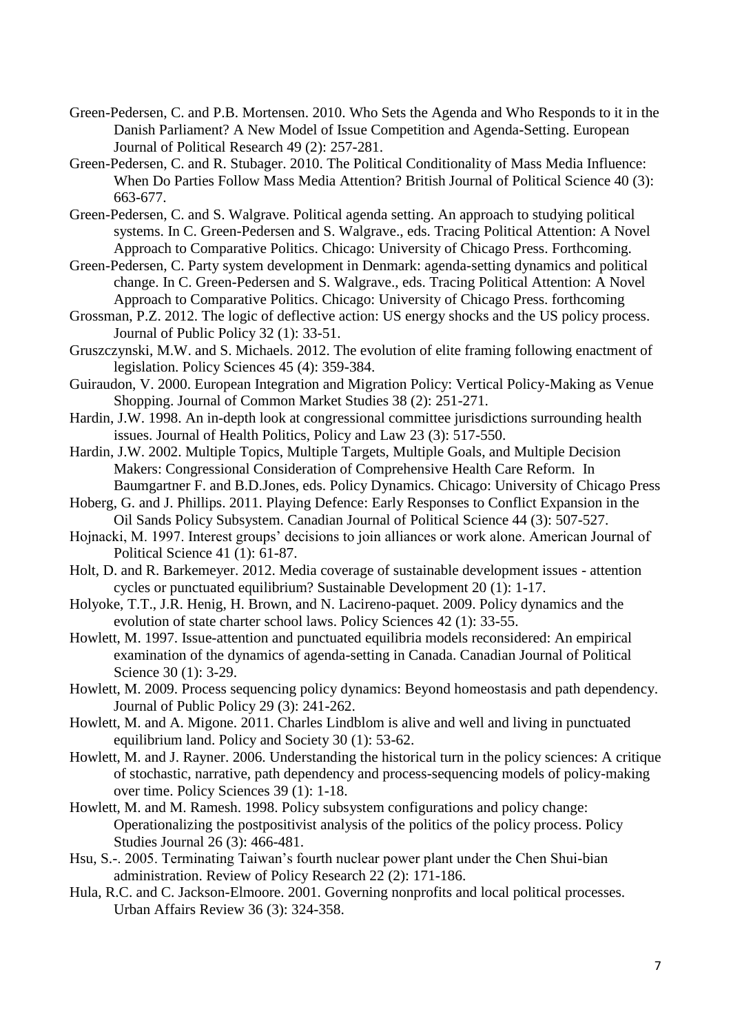Green-Pedersen, C. and P.B. Mortensen. 2010. Who Sets the Agenda and Who Responds to it in the Danish Parliament? A New Model of Issue Competition and Agenda-Setting. European Journal of Political Research 49 (2): 257-281.

Green-Pedersen, C. and R. Stubager. 2010. The Political Conditionality of Mass Media Influence: When Do Parties Follow Mass Media Attention? British Journal of Political Science 40 (3): 663-677.

Green-Pedersen, C. and S. Walgrave. Political agenda setting. An approach to studying political systems. In C. Green-Pedersen and S. Walgrave., eds. Tracing Political Attention: A Novel Approach to Comparative Politics. Chicago: University of Chicago Press. Forthcoming.

Green-Pedersen, C. Party system development in Denmark: agenda-setting dynamics and political change. In C. Green-Pedersen and S. Walgrave., eds. Tracing Political Attention: A Novel Approach to Comparative Politics. Chicago: University of Chicago Press. forthcoming

Grossman, P.Z. 2012. The logic of deflective action: US energy shocks and the US policy process. Journal of Public Policy 32 (1): 33-51.

Gruszczynski, M.W. and S. Michaels. 2012. The evolution of elite framing following enactment of legislation. Policy Sciences 45 (4): 359-384.

Guiraudon, V. 2000. European Integration and Migration Policy: Vertical Policy-Making as Venue Shopping. Journal of Common Market Studies 38 (2): 251-271.

Hardin, J.W. 1998. An in-depth look at congressional committee jurisdictions surrounding health issues. Journal of Health Politics, Policy and Law 23 (3): 517-550.

Hardin, J.W. 2002. Multiple Topics, Multiple Targets, Multiple Goals, and Multiple Decision Makers: Congressional Consideration of Comprehensive Health Care Reform. In Baumgartner F. and B.D.Jones, eds. Policy Dynamics. Chicago: University of Chicago Press

Hoberg, G. and J. Phillips. 2011. Playing Defence: Early Responses to Conflict Expansion in the Oil Sands Policy Subsystem. Canadian Journal of Political Science 44 (3): 507-527.

Hojnacki, M. 1997. Interest groups' decisions to join alliances or work alone. American Journal of Political Science 41 (1): 61-87.

Holt, D. and R. Barkemeyer. 2012. Media coverage of sustainable development issues - attention cycles or punctuated equilibrium? Sustainable Development 20 (1): 1-17.

Holyoke, T.T., J.R. Henig, H. Brown, and N. Lacireno-paquet. 2009. Policy dynamics and the evolution of state charter school laws. Policy Sciences 42 (1): 33-55.

Howlett, M. 1997. Issue-attention and punctuated equilibria models reconsidered: An empirical examination of the dynamics of agenda-setting in Canada. Canadian Journal of Political Science 30 (1): 3-29.

Howlett, M. 2009. Process sequencing policy dynamics: Beyond homeostasis and path dependency. Journal of Public Policy 29 (3): 241-262.

Howlett, M. and A. Migone. 2011. Charles Lindblom is alive and well and living in punctuated equilibrium land. Policy and Society 30 (1): 53-62.

Howlett, M. and J. Rayner. 2006. Understanding the historical turn in the policy sciences: A critique of stochastic, narrative, path dependency and process-sequencing models of policy-making over time. Policy Sciences 39 (1): 1-18.

Howlett, M. and M. Ramesh. 1998. Policy subsystem configurations and policy change: Operationalizing the postpositivist analysis of the politics of the policy process. Policy Studies Journal 26 (3): 466-481.

Hsu, S.-. 2005. Terminating Taiwan's fourth nuclear power plant under the Chen Shui-bian administration. Review of Policy Research 22 (2): 171-186.

Hula, R.C. and C. Jackson-Elmoore. 2001. Governing nonprofits and local political processes. Urban Affairs Review 36 (3): 324-358.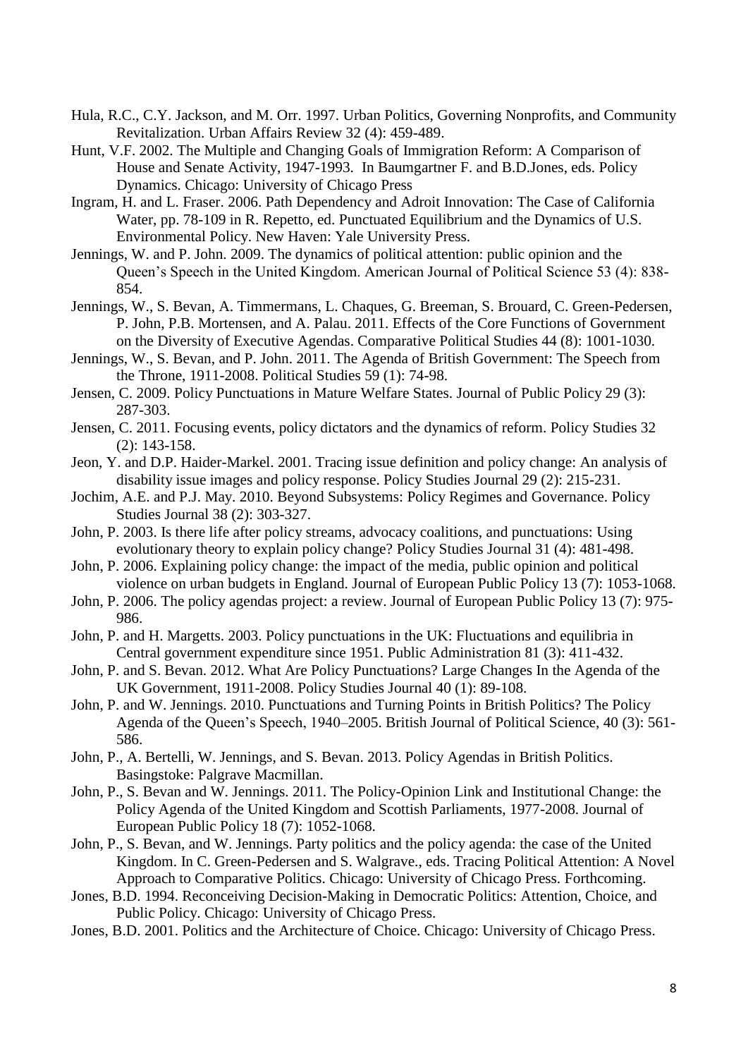Hula, R.C., C.Y. Jackson, and M. Orr. 1997. Urban Politics, Governing Nonprofits, and Community Revitalization. Urban Affairs Review 32 (4): 459-489.

Hunt, V.F. 2002. The Multiple and Changing Goals of Immigration Reform: A Comparison of House and Senate Activity, 1947-1993. In Baumgartner F. and B.D.Jones, eds. Policy Dynamics. Chicago: University of Chicago Press

Ingram, H. and L. Fraser. 2006. Path Dependency and Adroit Innovation: The Case of California Water, pp. 78-109 in R. Repetto, ed. Punctuated Equilibrium and the Dynamics of U.S. Environmental Policy. New Haven: Yale University Press.

Jennings, W. and P. John. 2009. The dynamics of political attention: public opinion and the Queen's Speech in the United Kingdom. American Journal of Political Science 53 (4): 838-854.

Jennings, W., S. Bevan, A. Timmermans, L. Chaques, G. Breeman, S. Brouard, C. Green-Pedersen, P. John, P.B. Mortensen, and A. Palau. 2011. Effects of the Core Functions of Government on the Diversity of Executive Agendas. Comparative Political Studies 44 (8): 1001-1030.

Jennings, W., S. Bevan, and P. John. 2011. The Agenda of British Government: The Speech from the Throne, 1911-2008. Political Studies 59 (1): 74-98.

Jensen, C. 2009. Policy Punctuations in Mature Welfare States. Journal of Public Policy 29 (3): 287-303.

Jensen, C. 2011. Focusing events, policy dictators and the dynamics of reform. Policy Studies 32 (2): 143-158.

Jeon, Y. and D.P. Haider-Markel. 2001. Tracing issue definition and policy change: An analysis of disability issue images and policy response. Policy Studies Journal 29 (2): 215-231.

Jochim, A.E. and P.J. May. 2010. Beyond Subsystems: Policy Regimes and Governance. Policy Studies Journal 38 (2): 303-327.

John, P. 2003. Is there life after policy streams, advocacy coalitions, and punctuations: Using evolutionary theory to explain policy change? Policy Studies Journal 31 (4): 481-498.

John, P. 2006. Explaining policy change: the impact of the media, public opinion and political violence on urban budgets in England. Journal of European Public Policy 13 (7): 1053-1068.

John, P. 2006. The policy agendas project: a review. Journal of European Public Policy 13 (7): 975-986.

John, P. and H. Margetts. 2003. Policy punctuations in the UK: Fluctuations and equilibria in Central government expenditure since 1951. Public Administration 81 (3): 411-432.

John, P. and S. Bevan. 2012. What Are Policy Punctuations? Large Changes In the Agenda of the UK Government, 1911-2008. Policy Studies Journal 40 (1): 89-108.

John, P. and W. Jennings. 2010. Punctuations and Turning Points in British Politics? The Policy Agenda of the Queen's Speech, 1940–2005. British Journal of Political Science, 40 (3): 561-586.

John, P., A. Bertelli, W. Jennings, and S. Bevan. 2013. Policy Agendas in British Politics. Basingstoke: Palgrave Macmillan.

John, P., S. Bevan and W. Jennings. 2011. The Policy-Opinion Link and Institutional Change: the Policy Agenda of the United Kingdom and Scottish Parliaments, 1977-2008. Journal of European Public Policy 18 (7): 1052-1068.

John, P., S. Bevan, and W. Jennings. Party politics and the policy agenda: the case of the United Kingdom. In C. Green-Pedersen and S. Walgrave., eds. Tracing Political Attention: A Novel Approach to Comparative Politics. Chicago: University of Chicago Press. Forthcoming.

Jones, B.D. 1994. Reconceiving Decision-Making in Democratic Politics: Attention, Choice, and Public Policy. Chicago: University of Chicago Press.

Jones, B.D. 2001. Politics and the Architecture of Choice. Chicago: University of Chicago Press.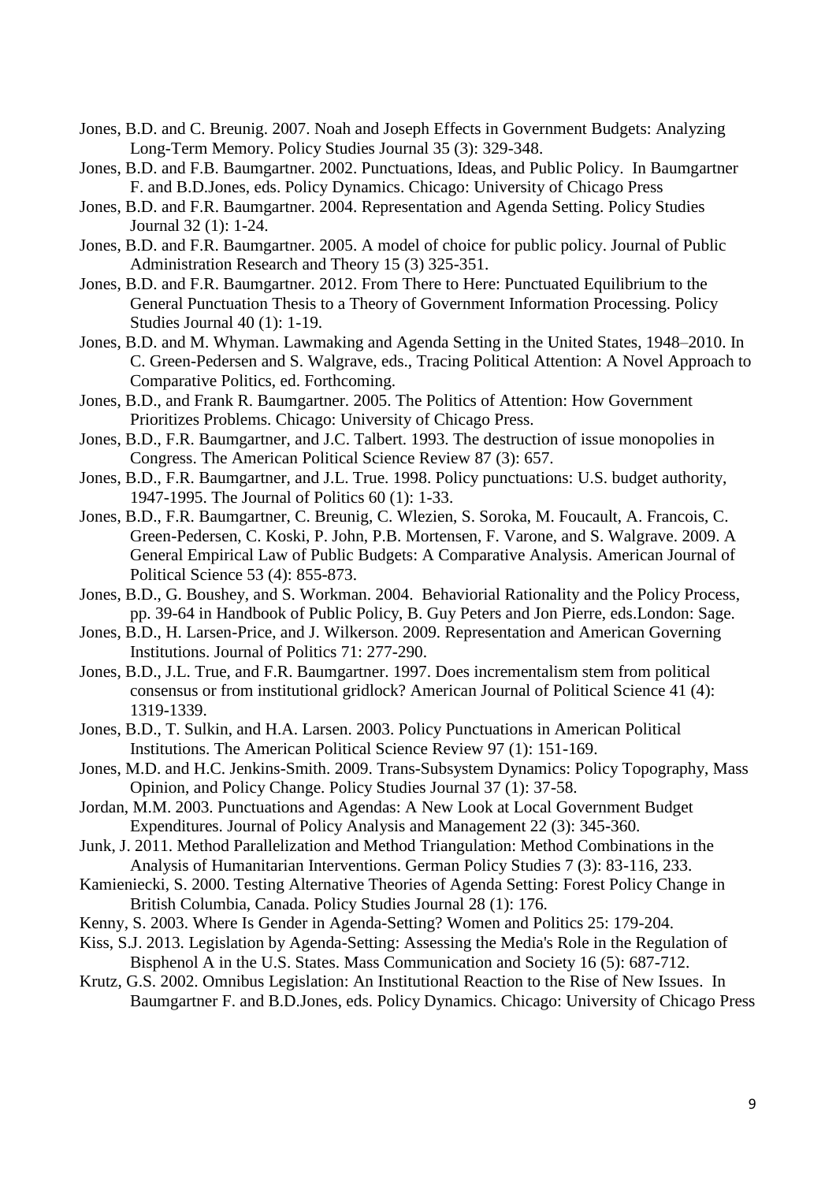Jones, B.D. and C. Breunig. 2007. Noah and Joseph Effects in Government Budgets: Analyzing Long-Term Memory. Policy Studies Journal 35 (3): 329-348.

Jones, B.D. and F.B. Baumgartner. 2002. Punctuations, Ideas, and Public Policy. In Baumgartner F. and B.D.Jones, eds. Policy Dynamics. Chicago: University of Chicago Press

Jones, B.D. and F.R. Baumgartner. 2004. Representation and Agenda Setting. Policy Studies Journal 32 (1): 1-24.

Jones, B.D. and F.R. Baumgartner. 2005. A model of choice for public policy. Journal of Public Administration Research and Theory 15 (3) 325-351.

Jones, B.D. and F.R. Baumgartner. 2012. From There to Here: Punctuated Equilibrium to the General Punctuation Thesis to a Theory of Government Information Processing. Policy Studies Journal 40 (1): 1-19.

Jones, B.D. and M. Whyman. Lawmaking and Agenda Setting in the United States, 1948–2010. In C. Green-Pedersen and S. Walgrave, eds., Tracing Political Attention: A Novel Approach to Comparative Politics, ed. Forthcoming.

Jones, B.D., and Frank R. Baumgartner. 2005. The Politics of Attention: How Government Prioritizes Problems. Chicago: University of Chicago Press.

Jones, B.D., F.R. Baumgartner, and J.C. Talbert. 1993. The destruction of issue monopolies in Congress. The American Political Science Review 87 (3): 657.

Jones, B.D., F.R. Baumgartner, and J.L. True. 1998. Policy punctuations: U.S. budget authority, 1947-1995. The Journal of Politics 60 (1): 1-33.

Jones, B.D., F.R. Baumgartner, C. Breunig, C. Wlezien, S. Soroka, M. Foucault, A. Francois, C. Green-Pedersen, C. Koski, P. John, P.B. Mortensen, F. Varone, and S. Walgrave. 2009. A General Empirical Law of Public Budgets: A Comparative Analysis. American Journal of Political Science 53 (4): 855-873.

Jones, B.D., G. Boushey, and S. Workman. 2004. Behaviorial Rationality and the Policy Process, pp. 39-64 in Handbook of Public Policy, B. Guy Peters and Jon Pierre, eds.London: Sage.

Jones, B.D., H. Larsen-Price, and J. Wilkerson. 2009. Representation and American Governing Institutions. Journal of Politics 71: 277-290.

Jones, B.D., J.L. True, and F.R. Baumgartner. 1997. Does incrementalism stem from political consensus or from institutional gridlock? American Journal of Political Science 41 (4): 1319-1339.

Jones, B.D., T. Sulkin, and H.A. Larsen. 2003. Policy Punctuations in American Political Institutions. The American Political Science Review 97 (1): 151-169.

Jones, M.D. and H.C. Jenkins-Smith. 2009. Trans-Subsystem Dynamics: Policy Topography, Mass Opinion, and Policy Change. Policy Studies Journal 37 (1): 37-58.

Jordan, M.M. 2003. Punctuations and Agendas: A New Look at Local Government Budget Expenditures. Journal of Policy Analysis and Management 22 (3): 345-360.

Junk, J. 2011. Method Parallelization and Method Triangulation: Method Combinations in the Analysis of Humanitarian Interventions. German Policy Studies 7 (3): 83-116, 233.

Kamieniecki, S. 2000. Testing Alternative Theories of Agenda Setting: Forest Policy Change in British Columbia, Canada. Policy Studies Journal 28 (1): 176.

Kenny, S. 2003. Where Is Gender in Agenda-Setting? Women and Politics 25: 179-204.

Kiss, S.J. 2013. Legislation by Agenda-Setting: Assessing the Media's Role in the Regulation of Bisphenol A in the U.S. States. Mass Communication and Society 16 (5): 687-712.

Krutz, G.S. 2002. Omnibus Legislation: An Institutional Reaction to the Rise of New Issues. In Baumgartner F. and B.D.Jones, eds. Policy Dynamics. Chicago: University of Chicago Press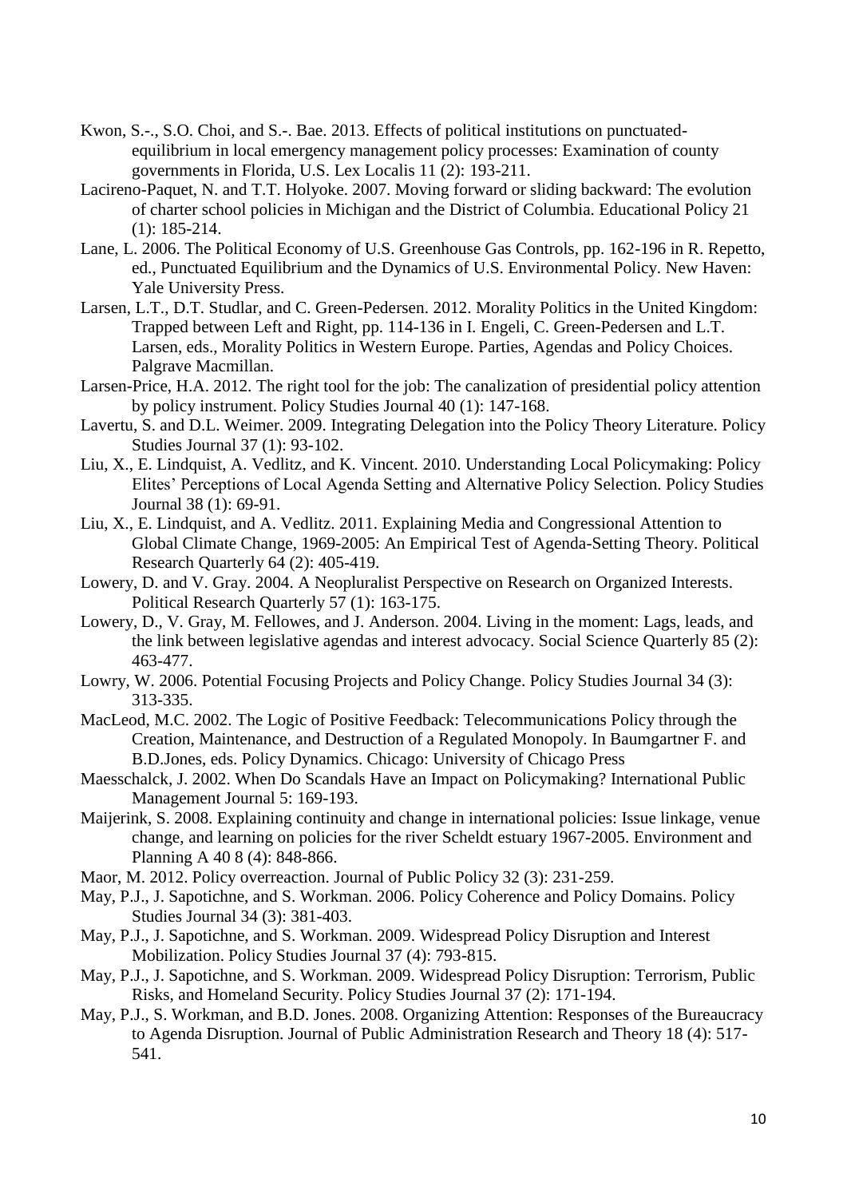Kwon, S.-., S.O. Choi, and S.-. Bae. 2013. Effects of political institutions on punctuated-equilibrium in local emergency management policy processes: Examination of county governments in Florida, U.S. Lex Localis 11 (2): 193-211.

Lacireno-Paquet, N. and T.T. Holyoke. 2007. Moving forward or sliding backward: The evolution of charter school policies in Michigan and the District of Columbia. Educational Policy 21 (1): 185-214.

Lane, L. 2006. The Political Economy of U.S. Greenhouse Gas Controls, pp. 162-196 in R. Repetto, ed., Punctuated Equilibrium and the Dynamics of U.S. Environmental Policy. New Haven: Yale University Press.

Larsen, L.T., D.T. Studlar, and C. Green-Pedersen. 2012. Morality Politics in the United Kingdom: Trapped between Left and Right, pp. 114-136 in I. Engeli, C. Green-Pedersen and L.T. Larsen, eds., Morality Politics in Western Europe. Parties, Agendas and Policy Choices. Palgrave Macmillan.

Larsen-Price, H.A. 2012. The right tool for the job: The canalization of presidential policy attention by policy instrument. Policy Studies Journal 40 (1): 147-168.

Lavertu, S. and D.L. Weimer. 2009. Integrating Delegation into the Policy Theory Literature. Policy Studies Journal 37 (1): 93-102.

Liu, X., E. Lindquist, A. Vedlitz, and K. Vincent. 2010. Understanding Local Policymaking: Policy Elites' Perceptions of Local Agenda Setting and Alternative Policy Selection. Policy Studies Journal 38 (1): 69-91.

Liu, X., E. Lindquist, and A. Vedlitz. 2011. Explaining Media and Congressional Attention to Global Climate Change, 1969-2005: An Empirical Test of Agenda-Setting Theory. Political Research Quarterly 64 (2): 405-419.

Lowery, D. and V. Gray. 2004. A Neopluralist Perspective on Research on Organized Interests. Political Research Quarterly 57 (1): 163-175.

Lowery, D., V. Gray, M. Fellowes, and J. Anderson. 2004. Living in the moment: Lags, leads, and the link between legislative agendas and interest advocacy. Social Science Quarterly 85 (2): 463-477.

Lowry, W. 2006. Potential Focusing Projects and Policy Change. Policy Studies Journal 34 (3): 313-335.

MacLeod, M.C. 2002. The Logic of Positive Feedback: Telecommunications Policy through the Creation, Maintenance, and Destruction of a Regulated Monopoly. In Baumgartner F. and B.D.Jones, eds. Policy Dynamics. Chicago: University of Chicago Press

Maesschalck, J. 2002. When Do Scandals Have an Impact on Policymaking? International Public Management Journal 5: 169-193.

Maijerink, S. 2008. Explaining continuity and change in international policies: Issue linkage, venue change, and learning on policies for the river Scheldt estuary 1967-2005. Environment and Planning A 40 8 (4): 848-866.

Maor, M. 2012. Policy overreaction. Journal of Public Policy 32 (3): 231-259.

May, P.J., J. Sapotichne, and S. Workman. 2006. Policy Coherence and Policy Domains. Policy Studies Journal 34 (3): 381-403.

May, P.J., J. Sapotichne, and S. Workman. 2009. Widespread Policy Disruption and Interest Mobilization. Policy Studies Journal 37 (4): 793-815.

May, P.J., J. Sapotichne, and S. Workman. 2009. Widespread Policy Disruption: Terrorism, Public Risks, and Homeland Security. Policy Studies Journal 37 (2): 171-194.

May, P.J., S. Workman, and B.D. Jones. 2008. Organizing Attention: Responses of the Bureaucracy to Agenda Disruption. Journal of Public Administration Research and Theory 18 (4): 517-541.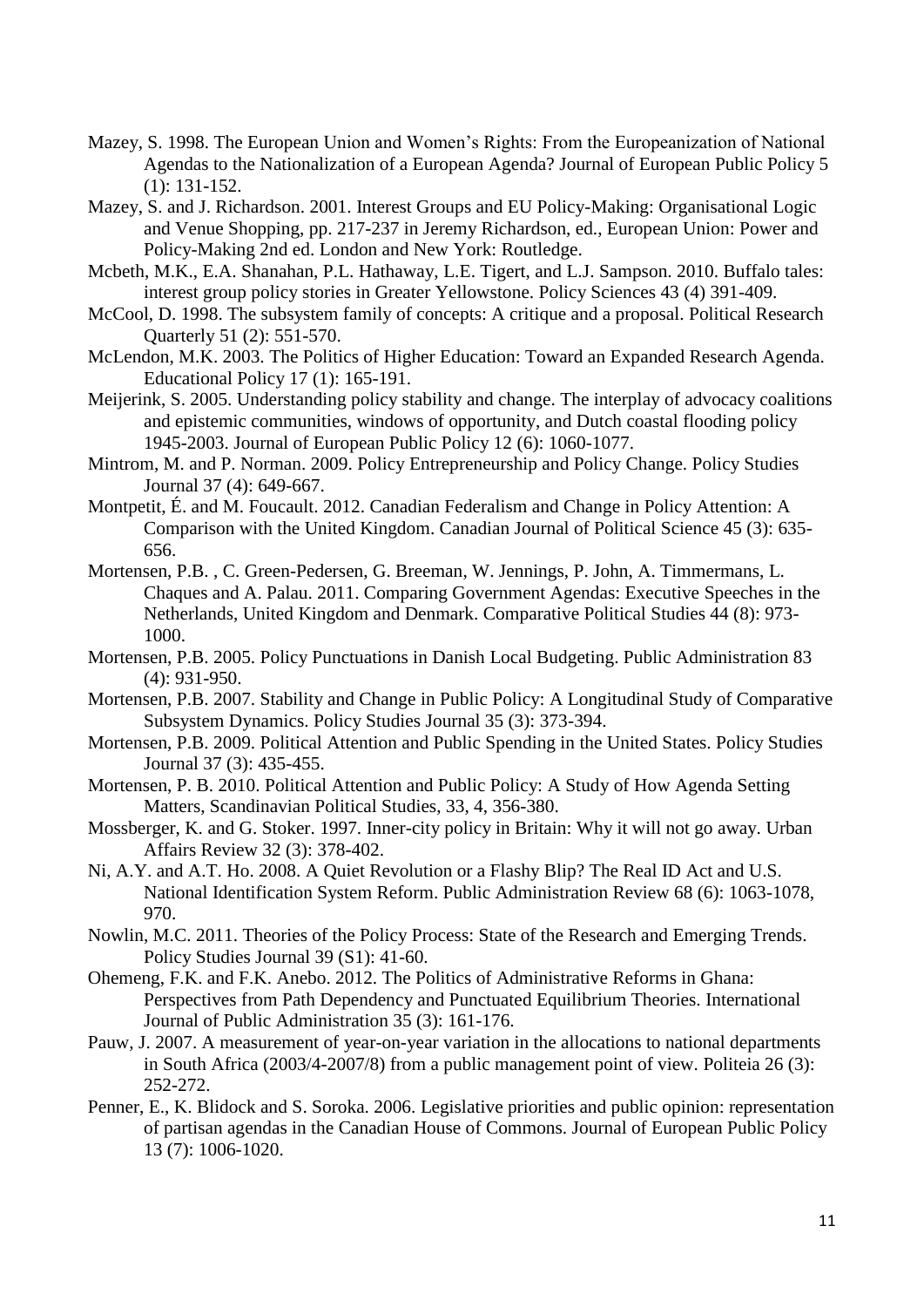Mazey, S. 1998. The European Union and Women's Rights: From the Europeanization of National Agendas to the Nationalization of a European Agenda? Journal of European Public Policy 5 (1): 131-152.

Mazey, S. and J. Richardson. 2001. Interest Groups and EU Policy-Making: Organisational Logic and Venue Shopping, pp. 217-237 in Jeremy Richardson, ed., European Union: Power and Policy-Making 2nd ed. London and New York: Routledge.

Mcbeth, M.K., E.A. Shanahan, P.L. Hathaway, L.E. Tigert, and L.J. Sampson. 2010. Buffalo tales: interest group policy stories in Greater Yellowstone. Policy Sciences 43 (4) 391-409.

McCool, D. 1998. The subsystem family of concepts: A critique and a proposal. Political Research Quarterly 51 (2): 551-570.

McLendon, M.K. 2003. The Politics of Higher Education: Toward an Expanded Research Agenda. Educational Policy 17 (1): 165-191.

Meijerink, S. 2005. Understanding policy stability and change. The interplay of advocacy coalitions and epistemic communities, windows of opportunity, and Dutch coastal flooding policy 1945-2003. Journal of European Public Policy 12 (6): 1060-1077.

Mintrom, M. and P. Norman. 2009. Policy Entrepreneurship and Policy Change. Policy Studies Journal 37 (4): 649-667.

Montpetit, É. and M. Foucault. 2012. Canadian Federalism and Change in Policy Attention: A Comparison with the United Kingdom. Canadian Journal of Political Science 45 (3): 635-656.

Mortensen, P.B. , C. Green-Pedersen, G. Breeman, W. Jennings, P. John, A. Timmermans, L. Chaques and A. Palau. 2011. Comparing Government Agendas: Executive Speeches in the Netherlands, United Kingdom and Denmark. Comparative Political Studies 44 (8): 973-1000.

Mortensen, P.B. 2005. Policy Punctuations in Danish Local Budgeting. Public Administration 83 (4): 931-950.

Mortensen, P.B. 2007. Stability and Change in Public Policy: A Longitudinal Study of Comparative Subsystem Dynamics. Policy Studies Journal 35 (3): 373-394.

Mortensen, P.B. 2009. Political Attention and Public Spending in the United States. Policy Studies Journal 37 (3): 435-455.

Mortensen, P. B. 2010. Political Attention and Public Policy: A Study of How Agenda Setting Matters, Scandinavian Political Studies, 33, 4, 356-380.

Mossberger, K. and G. Stoker. 1997. Inner-city policy in Britain: Why it will not go away. Urban Affairs Review 32 (3): 378-402.

Ni, A.Y. and A.T. Ho. 2008. A Quiet Revolution or a Flashy Blip? The Real ID Act and U.S. National Identification System Reform. Public Administration Review 68 (6): 1063-1078, 970.

Nowlin, M.C. 2011. Theories of the Policy Process: State of the Research and Emerging Trends. Policy Studies Journal 39 (S1): 41-60.

Ohemeng, F.K. and F.K. Anebo. 2012. The Politics of Administrative Reforms in Ghana: Perspectives from Path Dependency and Punctuated Equilibrium Theories. International Journal of Public Administration 35 (3): 161-176.

Pauw, J. 2007. A measurement of year-on-year variation in the allocations to national departments in South Africa (2003/4-2007/8) from a public management point of view. Politeia 26 (3): 252-272.

Penner, E., K. Blidock and S. Soroka. 2006. Legislative priorities and public opinion: representation of partisan agendas in the Canadian House of Commons. Journal of European Public Policy 13 (7): 1006-1020.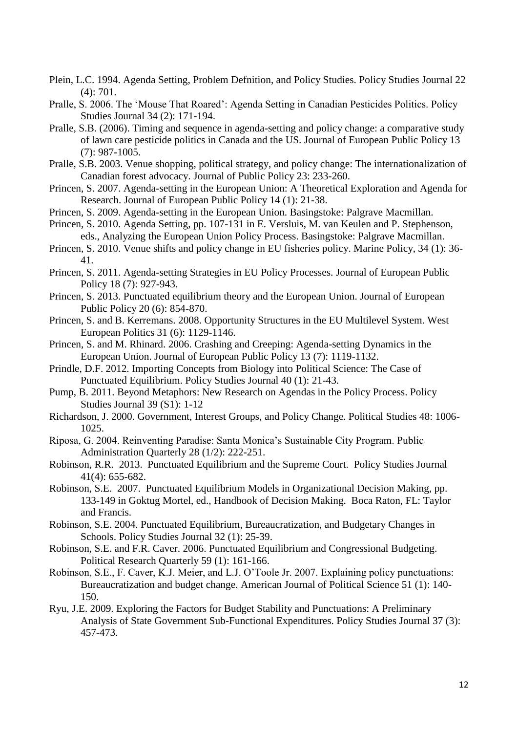Plein, L.C. 1994. Agenda Setting, Problem Defnition, and Policy Studies. Policy Studies Journal 22 (4): 701.

Pralle, S. 2006. The 'Mouse That Roared': Agenda Setting in Canadian Pesticides Politics. Policy Studies Journal 34 (2): 171-194.

Pralle, S.B. (2006). Timing and sequence in agenda-setting and policy change: a comparative study of lawn care pesticide politics in Canada and the US. Journal of European Public Policy 13 (7): 987-1005.

Pralle, S.B. 2003. Venue shopping, political strategy, and policy change: The internationalization of Canadian forest advocacy. Journal of Public Policy 23: 233-260.

Princen, S. 2007. Agenda-setting in the European Union: A Theoretical Exploration and Agenda for Research. Journal of European Public Policy 14 (1): 21-38.

Princen, S. 2009. Agenda-setting in the European Union. Basingstoke: Palgrave Macmillan.

Princen, S. 2010. Agenda Setting, pp. 107-131 in E. Versluis, M. van Keulen and P. Stephenson, eds., Analyzing the European Union Policy Process. Basingstoke: Palgrave Macmillan.

Princen, S. 2010. Venue shifts and policy change in EU fisheries policy. Marine Policy, 34 (1): 36-41.

Princen, S. 2011. Agenda-setting Strategies in EU Policy Processes. Journal of European Public Policy 18 (7): 927-943.

Princen, S. 2013. Punctuated equilibrium theory and the European Union. Journal of European Public Policy 20 (6): 854-870.

Princen, S. and B. Kerremans. 2008. Opportunity Structures in the EU Multilevel System. West European Politics 31 (6): 1129-1146.

Princen, S. and M. Rhinard. 2006. Crashing and Creeping: Agenda-setting Dynamics in the European Union. Journal of European Public Policy 13 (7): 1119-1132.

Prindle, D.F. 2012. Importing Concepts from Biology into Political Science: The Case of Punctuated Equilibrium. Policy Studies Journal 40 (1): 21-43.

Pump, B. 2011. Beyond Metaphors: New Research on Agendas in the Policy Process. Policy Studies Journal 39 (S1): 1-12

Richardson, J. 2000. Government, Interest Groups, and Policy Change. Political Studies 48: 1006-1025.

Riposa, G. 2004. Reinventing Paradise: Santa Monica's Sustainable City Program. Public Administration Quarterly 28 (1/2): 222-251.

Robinson, R.R. 2013. Punctuated Equilibrium and the Supreme Court. Policy Studies Journal 41(4): 655-682.

Robinson, S.E. 2007. Punctuated Equilibrium Models in Organizational Decision Making, pp. 133-149 in Goktug Mortel, ed., Handbook of Decision Making. Boca Raton, FL: Taylor and Francis.

Robinson, S.E. 2004. Punctuated Equilibrium, Bureaucratization, and Budgetary Changes in Schools. Policy Studies Journal 32 (1): 25-39.

Robinson, S.E. and F.R. Caver. 2006. Punctuated Equilibrium and Congressional Budgeting. Political Research Quarterly 59 (1): 161-166.

Robinson, S.E., F. Caver, K.J. Meier, and L.J. O'Toole Jr. 2007. Explaining policy punctuations: Bureaucratization and budget change. American Journal of Political Science 51 (1): 140-150.

Ryu, J.E. 2009. Exploring the Factors for Budget Stability and Punctuations: A Preliminary Analysis of State Government Sub-Functional Expenditures. Policy Studies Journal 37 (3): 457-473.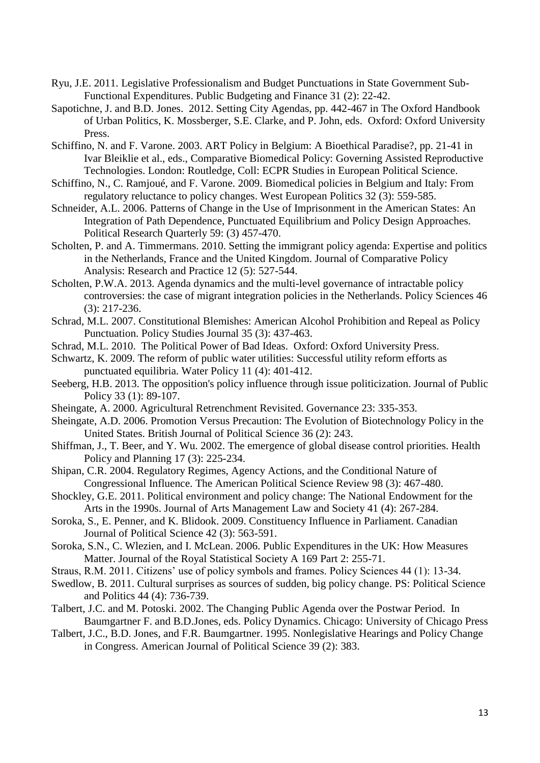Ryu, J.E. 2011. Legislative Professionalism and Budget Punctuations in State Government Sub-Functional Expenditures. Public Budgeting and Finance 31 (2): 22-42.

Sapotichne, J. and B.D. Jones. 2012. Setting City Agendas, pp. 442-467 in The Oxford Handbook of Urban Politics, K. Mossberger, S.E. Clarke, and P. John, eds. Oxford: Oxford University Press.

Schiffino, N. and F. Varone. 2003. ART Policy in Belgium: A Bioethical Paradise?, pp. 21-41 in Ivar Bleiklie et al., eds., Comparative Biomedical Policy: Governing Assisted Reproductive Technologies. London: Routledge, Coll: ECPR Studies in European Political Science.

Schiffino, N., C. Ramjoué, and F. Varone. 2009. Biomedical policies in Belgium and Italy: From regulatory reluctance to policy changes. West European Politics 32 (3): 559-585.

Schneider, A.L. 2006. Patterns of Change in the Use of Imprisonment in the American States: An Integration of Path Dependence, Punctuated Equilibrium and Policy Design Approaches. Political Research Quarterly 59: (3) 457-470.

Scholten, P. and A. Timmermans. 2010. Setting the immigrant policy agenda: Expertise and politics in the Netherlands, France and the United Kingdom. Journal of Comparative Policy Analysis: Research and Practice 12 (5): 527-544.

Scholten, P.W.A. 2013. Agenda dynamics and the multi-level governance of intractable policy controversies: the case of migrant integration policies in the Netherlands. Policy Sciences 46 (3): 217-236.

Schrad, M.L. 2007. Constitutional Blemishes: American Alcohol Prohibition and Repeal as Policy Punctuation. Policy Studies Journal 35 (3): 437-463.

Schrad, M.L. 2010. The Political Power of Bad Ideas. Oxford: Oxford University Press.

Schwartz, K. 2009. The reform of public water utilities: Successful utility reform efforts as punctuated equilibria. Water Policy 11 (4): 401-412.

Seeberg, H.B. 2013. The opposition's policy influence through issue politicization. Journal of Public Policy 33 (1): 89-107.

Sheingate, A. 2000. Agricultural Retrenchment Revisited. Governance 23: 335-353.

Sheingate, A.D. 2006. Promotion Versus Precaution: The Evolution of Biotechnology Policy in the United States. British Journal of Political Science 36 (2): 243.

Shiffman, J., T. Beer, and Y. Wu. 2002. The emergence of global disease control priorities. Health Policy and Planning 17 (3): 225-234.

Shipan, C.R. 2004. Regulatory Regimes, Agency Actions, and the Conditional Nature of Congressional Influence. The American Political Science Review 98 (3): 467-480.

Shockley, G.E. 2011. Political environment and policy change: The National Endowment for the Arts in the 1990s. Journal of Arts Management Law and Society 41 (4): 267-284.

Soroka, S., E. Penner, and K. Blidook. 2009. Constituency Influence in Parliament. Canadian Journal of Political Science 42 (3): 563-591.

Soroka, S.N., C. Wlezien, and I. McLean. 2006. Public Expenditures in the UK: How Measures Matter. Journal of the Royal Statistical Society A 169 Part 2: 255-71.

Straus, R.M. 2011. Citizens' use of policy symbols and frames. Policy Sciences 44 (1): 13-34.

Swedlow, B. 2011. Cultural surprises as sources of sudden, big policy change. PS: Political Science and Politics 44 (4): 736-739.

Talbert, J.C. and M. Potoski. 2002. The Changing Public Agenda over the Postwar Period. In Baumgartner F. and B.D.Jones, eds. Policy Dynamics. Chicago: University of Chicago Press

Talbert, J.C., B.D. Jones, and F.R. Baumgartner. 1995. Nonlegislative Hearings and Policy Change in Congress. American Journal of Political Science 39 (2): 383.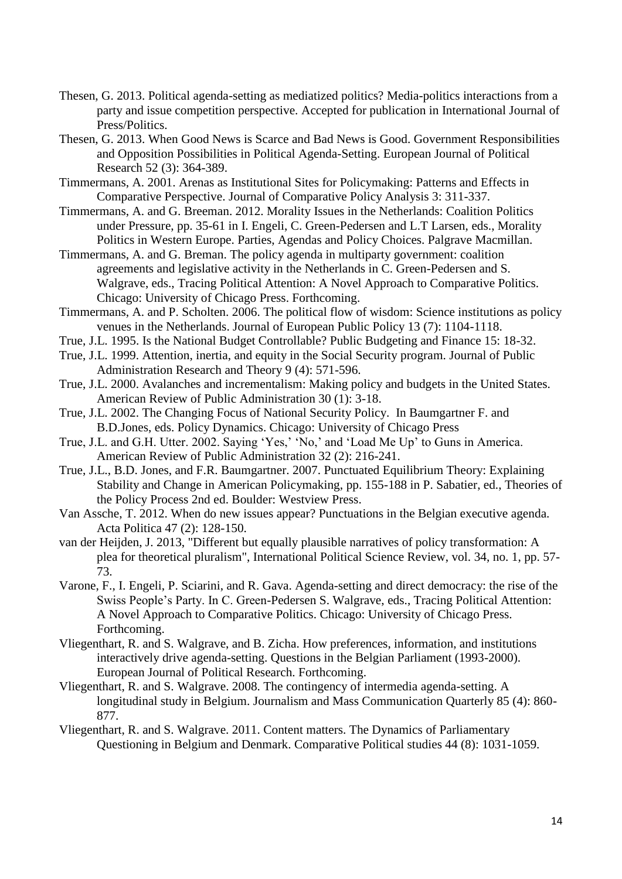Thesen, G. 2013. Political agenda-setting as mediatized politics? Media-politics interactions from a party and issue competition perspective. Accepted for publication in International Journal of Press/Politics.

Thesen, G. 2013. When Good News is Scarce and Bad News is Good. Government Responsibilities and Opposition Possibilities in Political Agenda-Setting. European Journal of Political Research 52 (3): 364-389.

Timmermans, A. 2001. Arenas as Institutional Sites for Policymaking: Patterns and Effects in Comparative Perspective. Journal of Comparative Policy Analysis 3: 311-337.

Timmermans, A. and G. Breeman. 2012. Morality Issues in the Netherlands: Coalition Politics under Pressure, pp. 35-61 in I. Engeli, C. Green-Pedersen and L.T Larsen, eds., Morality Politics in Western Europe. Parties, Agendas and Policy Choices. Palgrave Macmillan.

Timmermans, A. and G. Breman. The policy agenda in multiparty government: coalition agreements and legislative activity in the Netherlands in C. Green-Pedersen and S. Walgrave, eds., Tracing Political Attention: A Novel Approach to Comparative Politics. Chicago: University of Chicago Press. Forthcoming.

Timmermans, A. and P. Scholten. 2006. The political flow of wisdom: Science institutions as policy venues in the Netherlands. Journal of European Public Policy 13 (7): 1104-1118.

True, J.L. 1995. Is the National Budget Controllable? Public Budgeting and Finance 15: 18-32.

True, J.L. 1999. Attention, inertia, and equity in the Social Security program. Journal of Public Administration Research and Theory 9 (4): 571-596.

True, J.L. 2000. Avalanches and incrementalism: Making policy and budgets in the United States. American Review of Public Administration 30 (1): 3-18.

True, J.L. 2002. The Changing Focus of National Security Policy. In Baumgartner F. and B.D.Jones, eds. Policy Dynamics. Chicago: University of Chicago Press

True, J.L. and G.H. Utter. 2002. Saying 'Yes,' 'No,' and 'Load Me Up' to Guns in America. American Review of Public Administration 32 (2): 216-241.

True, J.L., B.D. Jones, and F.R. Baumgartner. 2007. Punctuated Equilibrium Theory: Explaining Stability and Change in American Policymaking, pp. 155-188 in P. Sabatier, ed., Theories of the Policy Process 2nd ed. Boulder: Westview Press.

Van Assche, T. 2012. When do new issues appear? Punctuations in the Belgian executive agenda. Acta Politica 47 (2): 128-150.

van der Heijden, J. 2013, "Different but equally plausible narratives of policy transformation: A plea for theoretical pluralism", International Political Science Review, vol. 34, no. 1, pp. 57-73.

Varone, F., I. Engeli, P. Sciarini, and R. Gava. Agenda-setting and direct democracy: the rise of the Swiss People's Party. In C. Green-Pedersen S. Walgrave, eds., Tracing Political Attention: A Novel Approach to Comparative Politics. Chicago: University of Chicago Press. Forthcoming.

Vliegenthart, R. and S. Walgrave, and B. Zicha. How preferences, information, and institutions interactively drive agenda-setting. Questions in the Belgian Parliament (1993-2000). European Journal of Political Research. Forthcoming.

Vliegenthart, R. and S. Walgrave. 2008. The contingency of intermedia agenda-setting. A longitudinal study in Belgium. Journalism and Mass Communication Quarterly 85 (4): 860-877.

Vliegenthart, R. and S. Walgrave. 2011. Content matters. The Dynamics of Parliamentary Questioning in Belgium and Denmark. Comparative Political studies 44 (8): 1031-1059.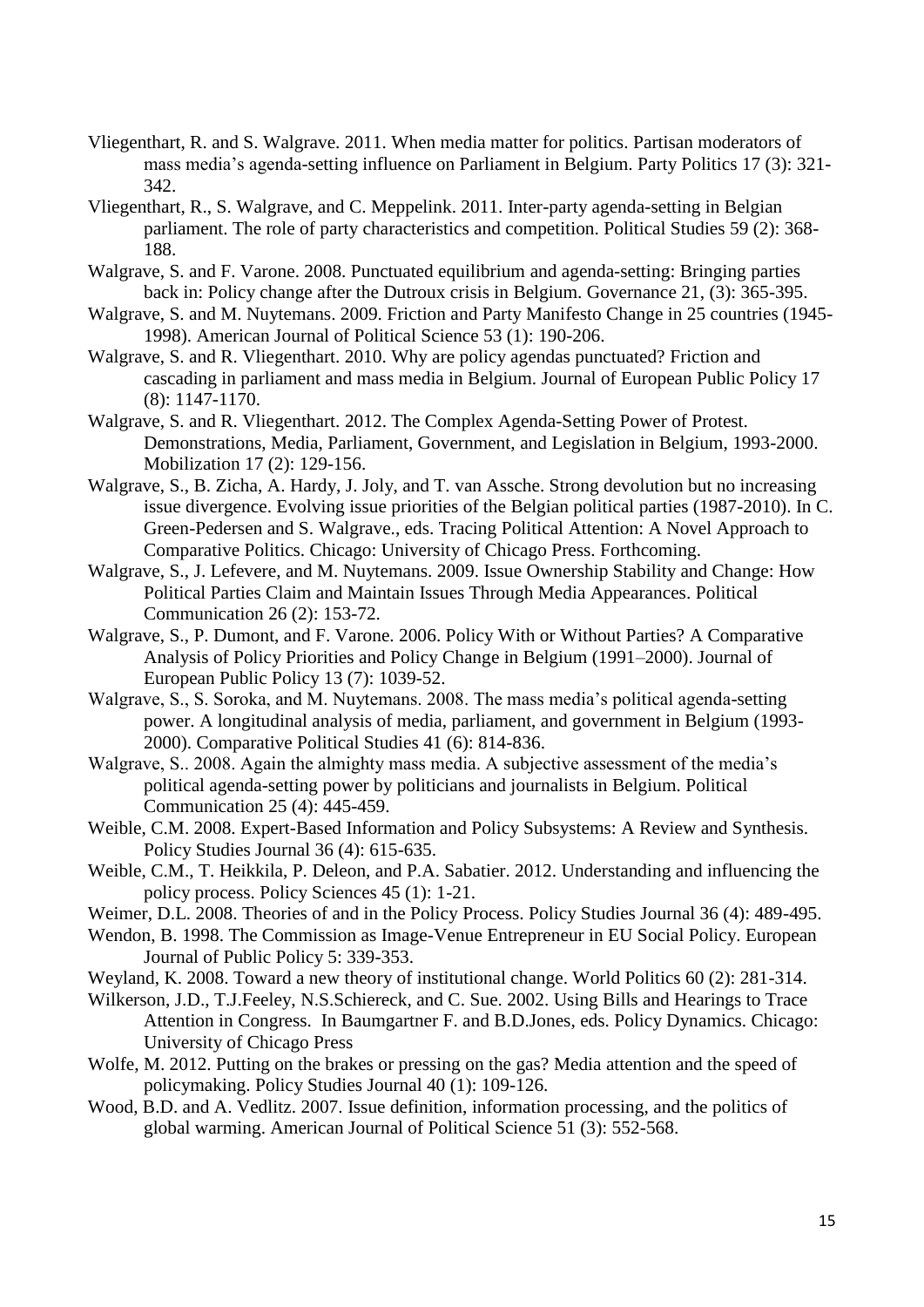Vliegenthart, R. and S. Walgrave. 2011. When media matter for politics. Partisan moderators of mass media's agenda-setting influence on Parliament in Belgium. Party Politics 17 (3): 321-342.

Vliegenthart, R., S. Walgrave, and C. Meppelink. 2011. Inter-party agenda-setting in Belgian parliament. The role of party characteristics and competition. Political Studies 59 (2): 368-188.

Walgrave, S. and F. Varone. 2008. Punctuated equilibrium and agenda-setting: Bringing parties back in: Policy change after the Dutroux crisis in Belgium. Governance 21, (3): 365-395.

Walgrave, S. and M. Nuytemans. 2009. Friction and Party Manifesto Change in 25 countries (1945-1998). American Journal of Political Science 53 (1): 190-206.

Walgrave, S. and R. Vliegenthart. 2010. Why are policy agendas punctuated? Friction and cascading in parliament and mass media in Belgium. Journal of European Public Policy 17 (8): 1147-1170.

Walgrave, S. and R. Vliegenthart. 2012. The Complex Agenda-Setting Power of Protest. Demonstrations, Media, Parliament, Government, and Legislation in Belgium, 1993-2000. Mobilization 17 (2): 129-156.

Walgrave, S., B. Zicha, A. Hardy, J. Joly, and T. van Assche. Strong devolution but no increasing issue divergence. Evolving issue priorities of the Belgian political parties (1987-2010). In C. Green-Pedersen and S. Walgrave., eds. Tracing Political Attention: A Novel Approach to Comparative Politics. Chicago: University of Chicago Press. Forthcoming.

Walgrave, S., J. Lefevere, and M. Nuytemans. 2009. Issue Ownership Stability and Change: How Political Parties Claim and Maintain Issues Through Media Appearances. Political Communication 26 (2): 153-72.

Walgrave, S., P. Dumont, and F. Varone. 2006. Policy With or Without Parties? A Comparative Analysis of Policy Priorities and Policy Change in Belgium (1991–2000). Journal of European Public Policy 13 (7): 1039-52.

Walgrave, S., S. Soroka, and M. Nuytemans. 2008. The mass media's political agenda-setting power. A longitudinal analysis of media, parliament, and government in Belgium (1993-2000). Comparative Political Studies 41 (6): 814-836.

Walgrave, S.. 2008. Again the almighty mass media. A subjective assessment of the media's political agenda-setting power by politicians and journalists in Belgium. Political Communication 25 (4): 445-459.

Weible, C.M. 2008. Expert-Based Information and Policy Subsystems: A Review and Synthesis. Policy Studies Journal 36 (4): 615-635.

Weible, C.M., T. Heikkila, P. Deleon, and P.A. Sabatier. 2012. Understanding and influencing the policy process. Policy Sciences 45 (1): 1-21.

Weimer, D.L. 2008. Theories of and in the Policy Process. Policy Studies Journal 36 (4): 489-495.

Wendon, B. 1998. The Commission as Image-Venue Entrepreneur in EU Social Policy. European Journal of Public Policy 5: 339-353.

Weyland, K. 2008. Toward a new theory of institutional change. World Politics 60 (2): 281-314.

Wilkerson, J.D., T.J.Feeley, N.S.Schiereck, and C. Sue. 2002. Using Bills and Hearings to Trace Attention in Congress. In Baumgartner F. and B.D.Jones, eds. Policy Dynamics. Chicago: University of Chicago Press

Wolfe, M. 2012. Putting on the brakes or pressing on the gas? Media attention and the speed of policymaking. Policy Studies Journal 40 (1): 109-126.

Wood, B.D. and A. Vedlitz. 2007. Issue definition, information processing, and the politics of global warming. American Journal of Political Science 51 (3): 552-568.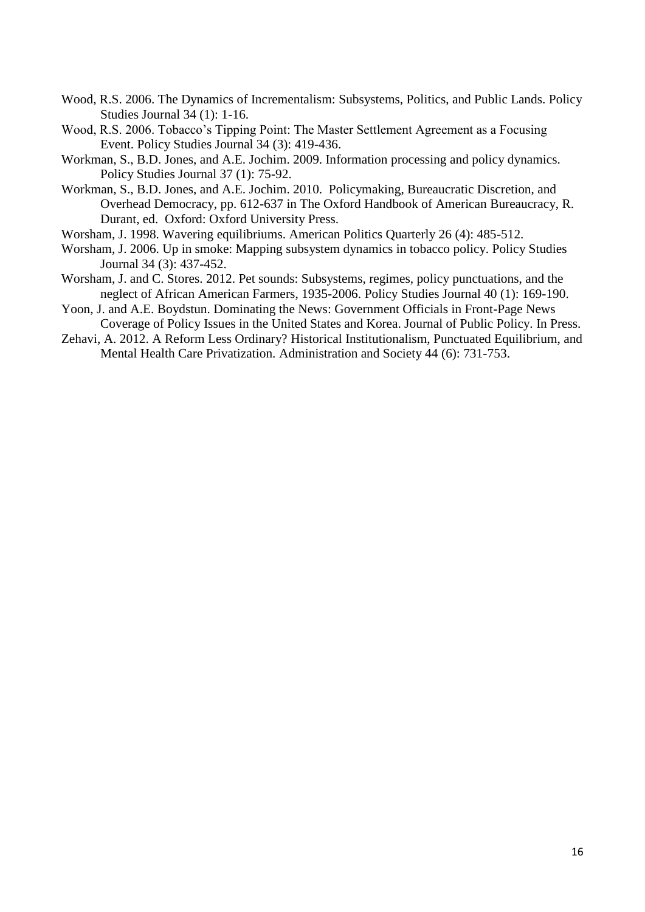Wood, R.S. 2006. The Dynamics of Incrementalism: Subsystems, Politics, and Public Lands. Policy Studies Journal 34 (1): 1-16.

Wood, R.S. 2006. Tobacco's Tipping Point: The Master Settlement Agreement as a Focusing Event. Policy Studies Journal 34 (3): 419-436.

Workman, S., B.D. Jones, and A.E. Jochim. 2009. Information processing and policy dynamics. Policy Studies Journal 37 (1): 75-92.

Workman, S., B.D. Jones, and A.E. Jochim. 2010. Policymaking, Bureaucratic Discretion, and Overhead Democracy, pp. 612-637 in The Oxford Handbook of American Bureaucracy, R. Durant, ed. Oxford: Oxford University Press.

Worsham, J. 1998. Wavering equilibriums. American Politics Quarterly 26 (4): 485-512.

Worsham, J. 2006. Up in smoke: Mapping subsystem dynamics in tobacco policy. Policy Studies Journal 34 (3): 437-452.

Worsham, J. and C. Stores. 2012. Pet sounds: Subsystems, regimes, policy punctuations, and the neglect of African American Farmers, 1935-2006. Policy Studies Journal 40 (1): 169-190.

Yoon, J. and A.E. Boydstun. Dominating the News: Government Officials in Front-Page News Coverage of Policy Issues in the United States and Korea. Journal of Public Policy. In Press.

Zehavi, A. 2012. A Reform Less Ordinary? Historical Institutionalism, Punctuated Equilibrium, and Mental Health Care Privatization. Administration and Society 44 (6): 731-753.